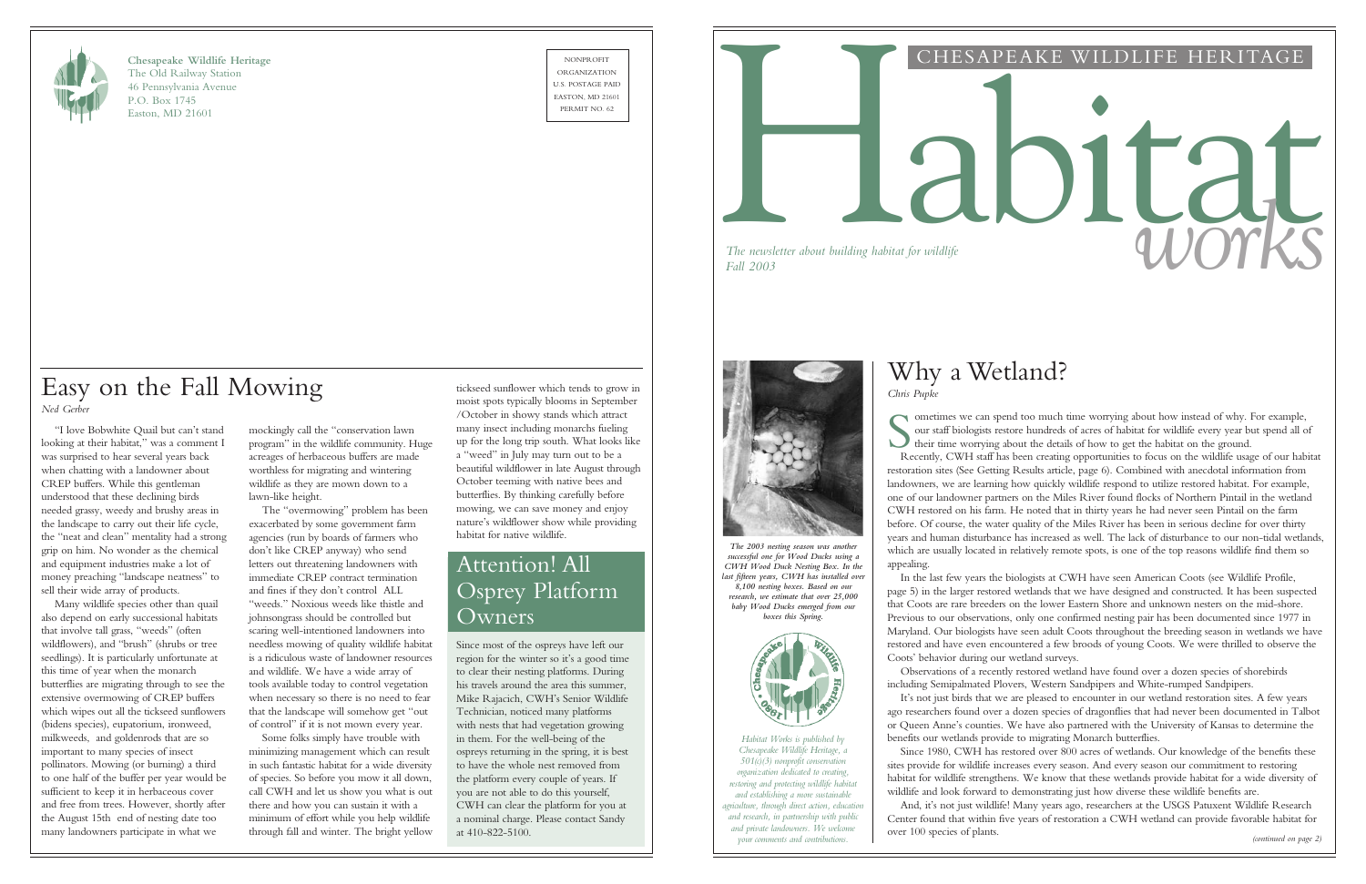**Chesapeake Wildlife Heritage**
The Old Railway Station
46 Pennsylvania Avenue
P.O. Box 1745
Easton, MD 21601

NONPROFIT ORGANIZATION
U.S. POSTAGE PAID
EASTON, MD 21601
PERMIT NO. 62

# CHESAPEAKE WILDLIFE HERITAGE
# Habitat works

*The newsletter about building habitat for wildlife*
*Fall 2003*

## Easy on the Fall Mowing

*Ned Gerber*

"I love Bobwhite Quail but can't stand looking at their habitat," was a comment I was surprised to hear several years back when chatting with a landowner about CREP buffers. While this gentleman understood that these declining birds needed grassy, weedy and brushy areas in the landscape to carry out their life cycle, the "neat and clean" mentality had a strong grip on him. No wonder as the chemical and equipment industries make a lot of money preaching "landscape neatness" to sell their wide array of products.

Many wildlife species other than quail also depend on early successional habitats that involve tall grass, "weeds" (often wildflowers), and "brush" (shrubs or tree seedlings). It is particularly unfortunate at this time of year when the monarch butterflies are migrating through to see the extensive overmowing of CREP buffers which wipes out all the tickseed sunflowers (bidens species), eupatorium, ironweed, milkweeds, and goldenrods that are so important to many species of insect pollinators. Mowing (or burning) a third to one half of the buffer per year would be sufficient to keep it in herbaceous cover and free from trees. However, shortly after the August 15th end of nesting date too many landowners participate in what we mockingly call the "conservation lawn program" in the wildlife community. Huge acreages of herbaceous buffers are made worthless for migrating and wintering wildlife as they are mown down to a lawn-like height.

The "overmowing" problem has been exacerbated by some government farm agencies (run by boards of farmers who don't like CREP anyway) who send letters out threatening landowners with immediate CREP contract termination and fines if they don't control ALL "weeds." Noxious weeds like thistle and johnsongrass should be controlled but scaring well-intentioned landowners into needless mowing of quality wildlife habitat is a ridiculous waste of landowner resources and wildlife. We have a wide array of tools available today to control vegetation when necessary so there is no need to fear that the landscape will somehow get "out of control" if it is not mown every year.

Some folks simply have trouble with minimizing management which can result in such fantastic habitat for a wide diversity of species. So before you mow it all down, call CWH and let us show you what is out there and how you can sustain it with a minimum of effort while you help wildlife through fall and winter. The bright yellow tickseed sunflower which tends to grow in moist spots typically blooms in September /October in showy stands which attract many insect including monarchs fueling up for the long trip south. What looks like a "weed" in July may turn out to be a beautiful wildflower in late August through October teeming with native bees and butterflies. By thinking carefully before mowing, we can save money and enjoy nature's wildflower show while providing habitat for native wildlife.

## Attention! All Osprey Platform Owners

Since most of the ospreys have left our region for the winter so it's a good time to clear their nesting platforms. During his travels around the area this summer, Mike Rajacich, CWH's Senior Wildlife Technician, noticed many platforms with nests that had vegetation growing in them. For the well-being of the ospreys returning in the spring, it is best to have the whole nest removed from the platform every couple of years. If you are not able to do this yourself, CWH can clear the platform for you at a nominal charge. Please contact Sandy at 410-822-5100.

*The 2003 nesting season was another successful one for Wood Ducks using a CWH Wood Duck Nesting Box. In the last fifteen years, CWH has installed over 8,100 nesting boxes. Based on our research, we estimate that over 25,000 baby Wood Ducks emerged from our boxes this Spring.*

*Habitat Works is published by Chesapeake Wildlife Heritage, a 501(c)(3) nonprofit conservation organization dedicated to creating, restoring and protecting wildlife habitat and establishing a more sustainable agriculture, through direct action, education and research, in partnership with public and private landowners. We welcome your comments and contributions.*

## Why a Wetland?

*Chris Pupke*

Sometimes we can spend too much time worrying about how instead of why. For example, our staff biologists restore hundreds of acres of habitat for wildlife every year but spend all of their time worrying about the details of how to get the habitat on the ground.

Recently, CWH staff has been creating opportunities to focus on the wildlife usage of our habitat restoration sites (See Getting Results article, page 6). Combined with anecdotal information from landowners, we are learning how quickly wildlife respond to utilize restored habitat. For example, one of our landowner partners on the Miles River found flocks of Northern Pintail in the wetland CWH restored on his farm. He noted that in thirty years he had never seen Pintail on the farm before. Of course, the water quality of the Miles River has been in serious decline for over thirty years and human disturbance has increased as well. The lack of disturbance to our non-tidal wetlands, which are usually located in relatively remote spots, is one of the top reasons wildlife find them so appealing.

In the last few years the biologists at CWH have seen American Coots (see Wildlife Profile, page 5) in the larger restored wetlands that we have designed and constructed. It has been suspected that Coots are rare breeders on the lower Eastern Shore and unknown nesters on the mid-shore. Previous to our observations, only one confirmed nesting pair has been documented since 1977 in Maryland. Our biologists have seen adult Coots throughout the breeding season in wetlands we have restored and have even encountered a few broods of young Coots. We were thrilled to observe the Coots' behavior during our wetland surveys.

Observations of a recently restored wetland have found over a dozen species of shorebirds including Semipalmated Plovers, Western Sandpipers and White-rumped Sandpipers.

It's not just birds that we are pleased to encounter in our wetland restoration sites. A few years ago researchers found over a dozen species of dragonflies that had never been documented in Talbot or Queen Anne's counties. We have also partnered with the University of Kansas to determine the benefits our wetlands provide to migrating Monarch butterflies.

Since 1980, CWH has restored over 800 acres of wetlands. Our knowledge of the benefits these sites provide for wildlife increases every season. And every season our commitment to restoring habitat for wildlife strengthens. We know that these wetlands provide habitat for a wide diversity of wildlife and look forward to demonstrating just how diverse these wildlife benefits are.

And, it's not just wildlife! Many years ago, researchers at the USGS Patuxent Wildlife Research Center found that within five years of restoration a CWH wetland can provide favorable habitat for over 100 species of plants.

*(continued on page 2)*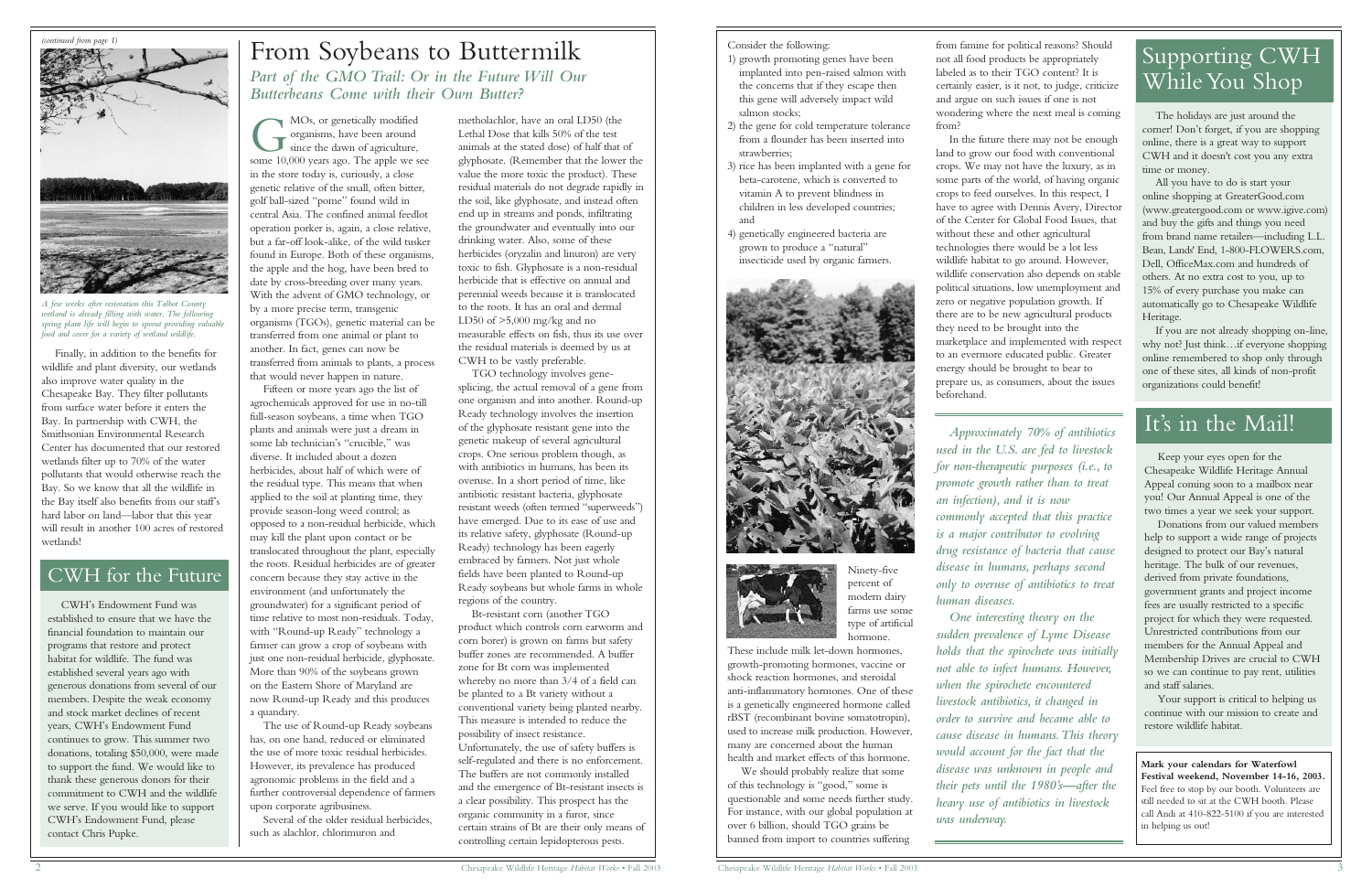*(continued from page 1)*

*A few weeks after restoration this Talbot County wetland is already filling with water. The following spring plant life will begin to sprout providing valuable food and cover for a variety of wetland wildlife.*

Finally, in addition to the benefits for wildlife and plant diversity, our wetlands also improve water quality in the Chesapeake Bay. They filter pollutants from surface water before it enters the Bay. In partnership with CWH, the Smithsonian Environmental Research Center has documented that our restored wetlands filter up to 70% of the water pollutants that would otherwise reach the Bay. So we know that all the wildlife in the Bay itself also benefits from our staff's hard labor on land—labor that this year will result in another 100 acres of restored wetlands!

## CWH for the Future

CWH's Endowment Fund was established to ensure that we have the financial foundation to maintain our programs that restore and protect habitat for wildlife. The fund was established several years ago with generous donations from several of our members. Despite the weak economy and stock market declines of recent years, CWH's Endowment Fund continues to grow. This summer two donations, totaling $50,000, were made to support the fund. We would like to thank these generous donors for their commitment to CWH and the wildlife we serve. If you would like to support CWH's Endowment Fund, please contact Chris Pupke.

# From Soybeans to Buttermilk

## *Part of the GMO Trail: Or in the Future Will Our Butterbeans Come with their Own Butter?*

GMOs, or genetically modified organisms, have been around since the dawn of agriculture, some 10,000 years ago. The apple we see in the store today is, curiously, a close genetic relative of the small, often bitter, golf ball-sized "pome" found wild in central Asia. The confined animal feedlot operation porker is, again, a close relative, but a far-off look-alike, of the wild tusker found in Europe. Both of these organisms, the apple and the hog, have been bred to date by cross-breeding over many years. With the advent of GMO technology, or by a more precise term, transgenic organisms (TGOs), genetic material can be transferred from one animal or plant to another. In fact, genes can now be transferred from animals to plants, a process that would never happen in nature.

Fifteen or more years ago the list of agrochemicals approved for use in no-till full-season soybeans, a time when TGO plants and animals were just a dream in some lab technician's "crucible," was diverse. It included about a dozen herbicides, about half of which were of the residual type. This means that when applied to the soil at planting time, they provide season-long weed control; as opposed to a non-residual herbicide, which may kill the plant upon contact or be translocated throughout the plant, especially the roots. Residual herbicides are of greater concern because they stay active in the environment (and unfortunately the groundwater) for a significant period of time relative to most non-residuals. Today, with "Round-up Ready" technology a farmer can grow a crop of soybeans with just one non-residual herbicide, glyphosate. More than 90% of the soybeans grown on the Eastern Shore of Maryland are now Round-up Ready and this produces a quandary.

The use of Round-up Ready soybeans has, on one hand, reduced or eliminated the use of more toxic residual herbicides. However, its prevalence has produced agronomic problems in the field and a further controversial dependence of farmers upon corporate agribusiness.

Several of the older residual herbicides, such as alachlor, chlorimuron and metholachlor, have an oral LD50 (the Lethal Dose that kills 50% of the test animals at the stated dose) of half that of glyphosate. (Remember that the lower the value the more toxic the product). These residual materials do not degrade rapidly in the soil, like glyphosate, and instead often end up in streams and ponds, infiltrating the groundwater and eventually into our drinking water. Also, some of these herbicides (oryzalin and linuron) are very toxic to fish. Glyphosate is a non-residual herbicide that is effective on annual and perennial weeds because it is translocated to the roots. It has an oral and dermal LD50 of >5,000 mg/kg and no measurable effects on fish, thus its use over the residual materials is deemed by us at CWH to be vastly preferable.

TGO technology involves gene-splicing, the actual removal of a gene from one organism and into another. Round-up Ready technology involves the insertion of the glyphosate resistant gene into the genetic makeup of several agricultural crops. One serious problem though, as with antibiotics in humans, has been its overuse. In a short period of time, like antibiotic resistant bacteria, glyphosate resistant weeds (often termed "superweeds") have emerged. Due to its ease of use and its relative safety, glyphosate (Round-up Ready) technology has been eagerly embraced by farmers. Not just whole fields have been planted to Round-up Ready soybeans but whole farms in whole regions of the country.

Bt-resistant corn (another TGO product which controls corn earworm and corn borer) is grown on farms but safety buffer zones are recommended. A buffer zone for Bt corn was implemented whereby no more than 3/4 of a field can be planted to a Bt variety without a conventional variety being planted nearby. This measure is intended to reduce the possibility of insect resistance. Unfortunately, the use of safety buffers is self-regulated and there is no enforcement. The buffers are not commonly installed and the emergence of Bt-resistant insects is a clear possibility. This prospect has the organic community in a furor, since certain strains of Bt are their only means of controlling certain lepidopterous pests.

Consider the following:

1) growth promoting genes have been implanted into pen-raised salmon with the concerns that if they escape then this gene will adversely impact wild salmon stocks;
2) the gene for cold temperature tolerance from a flounder has been inserted into strawberries;
3) rice has been implanted with a gene for beta-carotene, which is converted to vitamin A to prevent blindness in children in less developed countries; and
4) genetically engineered bacteria are grown to produce a "natural" insecticide used by organic farmers.

Ninety-five percent of modern dairy farms use some type of artificial hormone.

These include milk let-down hormones, growth-promoting hormones, vaccine or shock reaction hormones, and steroidal anti-inflammatory hormones. One of these is a genetically engineered hormone called rBST (recombinant bovine somatotropin), used to increase milk production. However, many are concerned about the human health and market effects of this hormone.

We should probably realize that some of this technology is "good," some is questionable and some needs further study. For instance, with our global population at over 6 billion, should TGO grains be banned from import to countries suffering from famine for political reasons? Should not all food products be appropriately labeled as to their TGO content? It is certainly easier, is it not, to judge, criticize and argue on such issues if one is not wondering where the next meal is coming from?

In the future there may not be enough land to grow our food with conventional crops. We may not have the luxury, as in some parts of the world, of having organic crops to feed ourselves. In this respect, I have to agree with Dennis Avery, Director of the Center for Global Food Issues, that without these and other agricultural technologies there would be a lot less wildlife habitat to go around. However, wildlife conservation also depends on stable political situations, low unemployment and zero or negative population growth. If there are to be new agricultural products they need to be brought into the marketplace and implemented with respect to an evermore educated public. Greater energy should be brought to bear to prepare us, as consumers, about the issues beforehand.

*Approximately 70% of antibiotics used in the U.S. are fed to livestock for non-therapeutic purposes (i.e., to promote growth rather than to treat an infection), and it is now commonly accepted that this practice is a major contributor to evolving drug resistance of bacteria that cause disease in humans, perhaps second only to overuse of antibiotics to treat human diseases.*

*One interesting theory on the sudden prevalence of Lyme Disease holds that the spirochete was initially not able to infect humans. However, when the spirochete encountered livestock antibiotics, it changed in order to survive and became able to cause disease in humans. This theory would account for the fact that the disease was unknown in people and their pets until the 1980's—after the heavy use of antibiotics in livestock was underway.*

## Supporting CWH While You Shop

The holidays are just around the corner! Don't forget, if you are shopping online, there is a great way to support CWH and it doesn't cost you any extra time or money.

All you have to do is start your online shopping at GreaterGood.com (www.greatergood.com or www.igive.com) and buy the gifts and things you need from brand name retailers—including L.L. Bean, Lands' End, 1-800-FLOWERS.com, Dell, OfficeMax.com and hundreds of others. At no extra cost to you, up to 15% of every purchase you make can automatically go to Chesapeake Wildlife Heritage.

If you are not already shopping on-line, why not? Just think…if everyone shopping online remembered to shop only through one of these sites, all kinds of non-profit organizations could benefit!

## It's in the Mail!

Keep your eyes open for the Chesapeake Wildlife Heritage Annual Appeal coming soon to a mailbox near you! Our Annual Appeal is one of the two times a year we seek your support.

Donations from our valued members help to support a wide range of projects designed to protect our Bay's natural heritage. The bulk of our revenues, derived from private foundations, government grants and project income fees are usually restricted to a specific project for which they were requested. Unrestricted contributions from our members for the Annual Appeal and Membership Drives are crucial to CWH so we can continue to pay rent, utilities and staff salaries.

Your support is critical to helping us continue with our mission to create and restore wildlife habitat.

**Mark your calendars for Waterfowl Festival weekend, November 14-16, 2003.** Feel free to stop by our booth. Volunteers are still needed to sit at the CWH booth. Please call Andi at 410-822-5100 if you are interested in helping us out!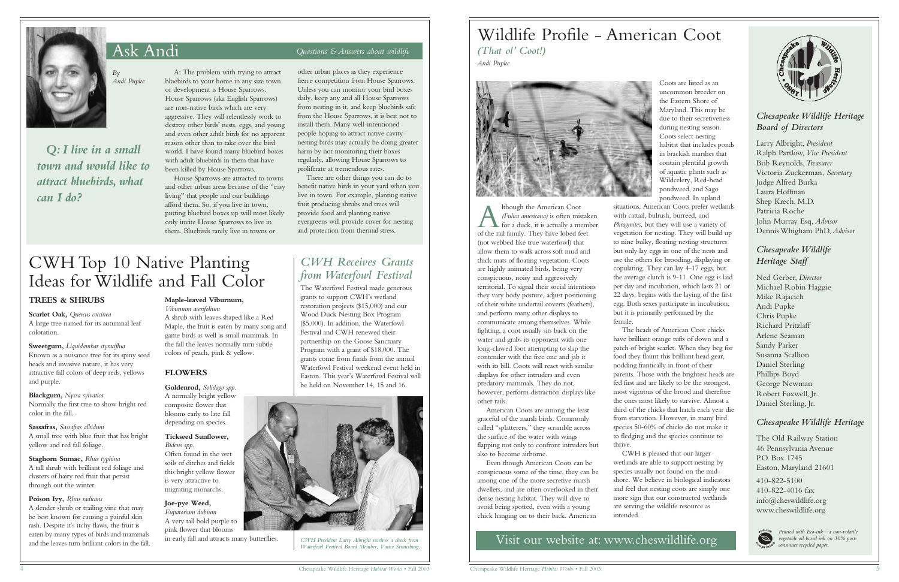# Ask Andi

*Questions & Answers about wildlife*

*By Andi Pupke*

***Q: I live in a small town and would like to attract bluebirds, what can I do?***

A: The problem with trying to attract bluebirds to your home in any size town or development is House Sparrows. House Sparrows (aka English Sparrows) are non-native birds which are very aggressive. They will relentlessly work to destroy other birds' nests, eggs, and young and even other adult birds for no apparent reason other than to take over the bird world. I have found many bluebird boxes with adult bluebirds in them that have been killed by House Sparrows.

House Sparrows are attracted to towns and other urban areas because of the "easy living" that people and our buildings afford them. So, if you live in town, putting bluebird boxes up will most likely only invite House Sparrows to live in them. Bluebirds rarely live in towns or other urban places as they experience fierce competition from House Sparrows. Unless you can monitor your bird boxes daily, keep any and all House Sparrows from nesting in it, and keep bluebirds safe from the House Sparrows, it is best not to install them. Many well-intentioned people hoping to attract native cavity-nesting birds may actually be doing greater harm by not monitoring their boxes regularly, allowing House Sparrows to proliferate at tremendous rates.

There are other things you can do to benefit native birds in your yard when you live in town. For example, planting native fruit producing shrubs and trees will provide food and planting native evergreens will provide cover for nesting and protection from thermal stress.

# CWH Top 10 Native Planting Ideas for Wildlife and Fall Color

### TREES & SHRUBS

**Scarlet Oak,** *Quercus coccinea*
A large tree named for its autumnal leaf coloration.

**Sweetgum,** *Liquidambar styraciflua*
Known as a nuisance tree for its spiny seed heads and invasive nature, it has very attractive fall colors of deep reds, yellows and purple.

**Blackgum,** *Nyssa sylvatica*
Normally the first tree to show bright red color in the fall.

**Sassafras,** *Sassafras albidum*
A small tree with blue fruit that has bright yellow and red fall foliage.

**Staghorn Sumac,** *Rhus typhina*
A tall shrub with brilliant red foliage and clusters of hairy red fruit that persist through out the winter.

**Poison Ivy,** *Rhus radicans*
A slender shrub or trailing vine that may be best known for causing a painful skin rash. Despite it's itchy flaws, the fruit is eaten by many types of birds and mammals and the leaves turn brilliant colors in the fall.

**Maple-leaved Viburnum,** *Viburnum acerifolium*
A shrub with leaves shaped like a Red Maple, the fruit is eaten by many song and game birds as well as small mammals. In the fall the leaves normally turn subtle colors of peach, pink & yellow.

### FLOWERS

**Goldenrod,** *Solidago spp.*
A normally bright yellow composite flower that blooms early to late fall depending on species.

**Tickseed Sunflower,** *Bidens spp.*
Often found in the wet soils of ditches and fields this bright yellow flower is very attractive to migrating monarchs.

**Joe-pye Weed,** *Eupatorium dubium*
A very tall bold purple to pink flower that blooms in early fall and attracts many butterflies.

## *CWH Receives Grants from Waterfowl Festival*

The Waterfowl Festival made generous grants to support CWH's wetland restoration projects ($15,000) and our Wood Duck Nesting Box Program ($5,000). In addition, the Waterfowl Festival and CWH renewed their partnership on the Goose Sanctuary Program with a grant of $18,000. The grants come from funds from the annual Waterfowl Festival weekend event held in Easton. This year's Waterfowl Festival will be held on November 14, 15 and 16.

*CWH President Larry Albright receives a check from Waterfowl Festival Board Member, Vance Strausburg.*

# Wildlife Profile - American Coot

## *(That ol' Coot!)*

*Andi Pupke*

Although the American Coot *(Fulica americana)* is often mistaken for a duck, it is actually a member of the rail family. They have lobed feet (not webbed like true waterfowl) that allow them to walk across soft mud and thick mats of floating vegetation. Coots are highly animated birds, being very conspicuous, noisy and aggressively territorial. To signal their social intentions they vary body posture, adjust positioning of their white undertail coverts (feathers), and perform many other displays to communicate among themselves. While fighting, a coot usually sits back on the water and grabs its opponent with one long-clawed foot attempting to slap the contender with the free one and jab it with its bill. Coots will react with similar displays for other intruders and even predatory mammals. They do not, however, perform distraction displays like other rails.

American Coots are among the least graceful of the marsh birds. Commonly called "splatterers," they scramble across the surface of the water with wings flapping not only to confront intruders but also to become airborne.

Even though American Coots can be conspicuous some of the time, they can be among one of the more secretive marsh dwellers, and are often overlooked in their dense nesting habitat. They will dive to avoid being spotted, even with a young chick hanging on to their back. American Coots are listed as an uncommon breeder on the Eastern Shore of Maryland. This may be due to their secretiveness during nesting season. Coots select nesting habitat that includes ponds in brackish marshes that contain plentiful growth of aquatic plants such as Wildcelery, Red-head pondweed, and Sago pondweed. In upland situations, American Coots prefer wetlands with cattail, bulrush, burreed, and *Phragmites*, but they will use a variety of vegetation for nesting. They will build up to nine bulky, floating nesting structures but only lay eggs in one of the nests and use the others for brooding, displaying or copulating. They can lay 4-17 eggs, but the average clutch is 9-11. One egg is laid per day and incubation, which lasts 21 or 22 days, begins with the laying of the first egg. Both sexes participate in incubation, but it is primarily performed by the female.

The heads of American Coot chicks have brilliant orange tufts of down and a patch of bright scarlet. When they beg for food they flaunt this brilliant head gear, nodding frantically in front of their parents. Those with the brightest heads are fed first and are likely to be the strongest, most vigorous of the brood and therefore the ones most likely to survive. Almost a third of the chicks that hatch each year die from starvation. However, in many bird species 50-60% of chicks do not make it to fledging and the species continue to thrive.

CWH is pleased that our larger wetlands are able to support nesting by species usually not found on the mid-shore. We believe in biological indicators and feel that nesting coots are simply one more sign that our constructed wetlands are serving the wildlife resource as intended.

## Visit our website at: www.cheswildlife.org

### *Chesapeake Wildlife Heritage Board of Directors*

Larry Albright, *President*
Ralph Partlow, *Vice President*
Bob Reynolds, *Treasurer*
Victoria Zuckerman, *Secretary*
Judge Alfred Burka
Laura Hoffman
Shep Krech, M.D.
Patricia Roche
John Murray Esq, *Advisor*
Dennis Whigham PhD, *Advisor*

### *Chesapeake Wildlife Heritage Staff*

Ned Gerber, *Director*
Michael Robin Haggie
Mike Rajacich
Andi Pupke
Chris Pupke
Richard Pritzlaff
Arlene Seaman
Sandy Parker
Susanna Scallion
Daniel Sterling
Phillips Boyd
George Newman
Robert Foxwell, Jr.
Daniel Sterling, Jr.

### *Chesapeake Wildlife Heritage*

The Old Railway Station
46 Pennsylvania Avenue
P.O. Box 1745
Easton, Maryland 21601

410-822-5100
410-822-4016 fax
info@cheswildlife.org
www.cheswildlife.org

*Printed with Eco-ink—a non-volatile vegetable oil-based ink on 30% post-consumer recycled paper.*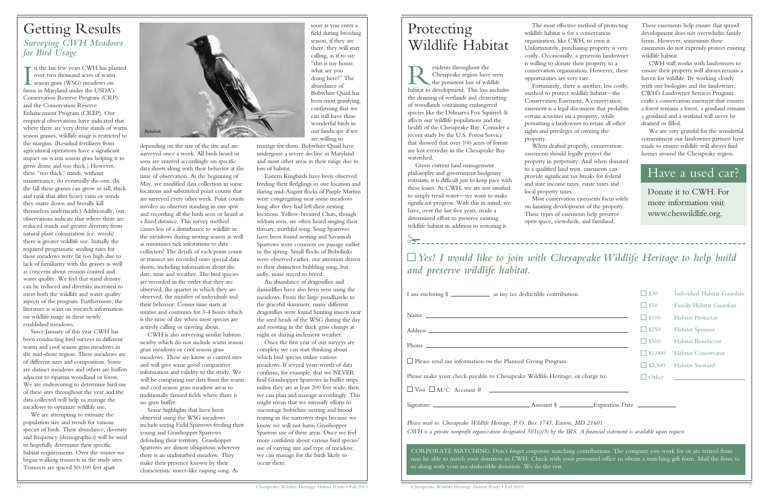# Getting Results

## *Surveying CWH Meadows for Bird Usage*

In the last few years CWH has planted over two thousand acres of warm season grass (WSG) meadows on farms in Maryland under the USDA's Conservation Reserve Program (CRP) and the Conservation Reserve Enhancement Program (CREP). Our empirical observations have indicated that where there are very dense stands of warm season grasses, wildlife usage is restricted to the margins. (Residual fertilizers from agricultural operations have a significant impact on warm season grass helping it to grow dense and too thick.) However, these "too thick" stands, without maintenance, do eventually die-out. (In the fall these grasses can grow so tall, thick and rank that after heavy rains or winds they matte down and literally kill themselves underneath.) Additionally, our observations indicate that where there are reduced stands and greater diversity from natural plant colonization (i.e. weeds) there is greater wildlife use. Initially the required programatic seeding rates for these meadows were far too high due to lack of familiarity with the grasses as well as concerns about erosion control and water quality. We feel that stand density can be reduced and diversity increased to meet both the wildlife and water quality aspects of the program. Furthermore, the literature is scant on research information on wildlife usage in these newly established meadows.

Since January of this year CWH has been conducting bird surveys in different warm and cool season grass meadows in the mid-shore region. These meadows are of different sizes and composition. Some are distinct meadows and others are buffers adjacent to riparian woodland or forest. We are endeavoring to determine bird use of these sites throughout the year and the data collected will help us manage the meadows to optimize wildlife use.

We are attempting to estimate the population size and trends for various species of birds. Their abundance, diversity and frequency (demographics) will be used to hopefully determine their specific habitat requirements. Over the winter we began walking transects in the study sites. Transects are spaced 50-100 feet apart depending on the size of the site and are surveyed once a week. All birds heard or seen are entered accordingly on specific data sheets along with their behavior at the time of observation. At the beginning of May, we modified data collection in some locations and substituted point counts that are surveyed every other week. Point counts involve an observer standing in one spot and recording all the birds seen or heard at a fixed distance. This survey method causes less of a disturbance to wildlife in the meadows during nesting season as well as minimizes tick infestations to data collectors! The details of each point count or transect are recorded onto special data sheets, including information about the date, time and weather. The bird species are recorded in the order that they are observed, the quarter in which they are observed, the number of individuals and their behavior. Census time starts at sunrise and continues for 3-4 hours which is the time of day when most species are actively calling or moving about.

CWH is also surveying similar habitats nearby which do not include warm season grass meadows or cool season grass meadows. These are know as control sites and will give some good comparative information and validity to the study. We will be comparing our data from the warm and cool season grass meadow areas to traditionally farmed fields where there is no grass buffer.

Some highlights that have been observed using the WSG meadows include seeing Field Sparrows feeding their young and Grasshopper Sparrows defending their territory. Grasshopper Sparrows are almost ubiquitous wherever there is an undisturbed meadow. They make their presence known by their characteristic insect-like rasping song. As soon as you enter a field during breeding season, if they are there, they will start calling, as if to say "this is my home, what are you doing here?" The abundance of Bobwhite Quail has been most gratifying, confirming that we can still have these wonderful birds in our landscape if we are willing to manage for them. Bobwhite Quail have undergone a severe decline in Maryland and most other areas in their range due to loss of habitat.

*Bobolink*

Eastern Kingbirds have been observed feeding their fledglings in one location and during mid-August flocks of Purple Martins were congregating near some meadows long after they had left their nesting locations. Yellow-breasted Chats, though seldom seen, are often heard singing their throaty, mirthful song. Song Sparrows have been found nesting and Savannah Sparrows were common on passage earlier in the spring. Small flocks of Bobolinks were observed earlier, our attention drawn to their distinctive bubbling song, but sadly, none stayed to breed.

An abundance of dragonflies and damselflies have also been seen using the meadows. From the large pondhawks to the graceful skimmers, many different dragonflies were found hunting insects near the seed heads of the WSG during the day and roosting in the thick grass clumps at night or during inclement weather.

Once the first year of our surveys are complete we can start thinking about which bird species utilize various meadows. If several years worth of data confirms, for example, that we NEVER find Grasshopper Sparrows in buffer strips unless they are at least 200 feet wide, then we can plan and manage accordingly. This might mean that we intensify efforts to encourage bobwhite nesting and brood rearing in the narrower strips because we know we will not harm Grasshopper Sparrow use of these areas. Once we feel more confident about various bird species' use of varying size and type of meadow, we can manage for the birds likely to occur there.

# Protecting Wildlife Habitat

Residents throughout the Chesapeake region have seen the persistent loss of wildlife habitat to development. This loss includes the draining of wetlands and clearcutting of woodlands containing endangered species like the Delmarva Fox Squirrel. It affects our wildlife populations and the health of the Chesapeake Bay. Consider a recent study by the U.S. Forest Service that showed that over 100 acres of forests are lost everyday in the Chesapeake Bay watershed.

Given current land management philosophy and government budgetary restraints, it is difficult just to keep pace with these losses. At CWH, we are not satisfied to simply tread water—we want to make significant progress. With this in mind, we have, over the last five years, made a determined effort to preserve existing wildlife habitat in addition to restoring it.

The most effective method of protecting wildlife habitat is for a conservation organization, like CWH, to own it. Unfortunately, purchasing property is very costly. Occasionally, a generous landowner is willing to donate their property to a conservation organization. However, these opportunities are very rare.

Fortunately, there is another, less costly, method to protect wildlife habitat—the Conservation Easement. A conservation easement is a legal document that prohibits certain activities on a property, while permitting a landowner to retain all other rights and privileges of owning the property.

When drafted properly, conservation easements should legally protect the property in perpetuity. And when donated to a qualified land trust, easements can provide significant tax breaks for federal and state income taxes, estate taxes and local property taxes.

Most conservation easements focus solely on limiting development of the property. These types of easements help preserve open space, viewsheds, and farmland. These easements help ensure that sprawl development does not overwhelm family farms. However, sometimes these easements do not expressly protect existing wildlife habitat.

CWH staff works with landowners to ensure their property will always remain a haven for wildlife. By working closely with our biologists and the landowner, CWH's Landowner Services Program crafts a conservation easement that ensures a forest remains a forest, a grassland remains a grassland and a wetland will never be drained or filled.

We are very grateful for the wonderful commitment our landowner partners have made to ensure wildlife will always find homes around the Chesapeake region.

## Have a used car?

Donate it to CWH. For more information visit www.cheswildlife.org.

---

## ☐ *Yes! I would like to join with Chesapeake Wildlife Heritage to help build and preserve wildlife habitat.*

I am enclosing $ __________ as my tax deductible contribution.

Name ______________________________

Address ______________________________

Phone ______________________________

☐ Please send me information on the Planned Giving Program.

Please make your check payable to Chesapeake Wildlife Heritage, or charge to:

☐ Visa ☐ M/C Account # ______________________________

Signature ______________________ Amount $ __________ Expiration Date __________

- ☐ $30 Individual Habitat Guardian
- ☐ $50 Family Habitat Guardian
- ☐ $100 Habitat Protector
- ☐ $250 Habitat Sponsor
- ☐ $500 Habitat Benefactor
- ☐ $1,000 Habitat Conservator
- ☐ $2,500 Habitat Steward
- ☐ Other __________

*Please mail to: Chesapeake Wildlife Heritage, P.O. Box 1745, Easton, MD 21601*

*CWH is a private nonprofit organization designated 501(c)(3) by the IRS. A financial statement is available upon request.*

CORPORATE MATCHING: Don't forget corporate matching contributions. The company you work for or are retired from may be able to match your donation to CWH. Check with your personnel office to obtain a matching gift form. Mail the form to us along with your tax-deductible donation. We do the rest.